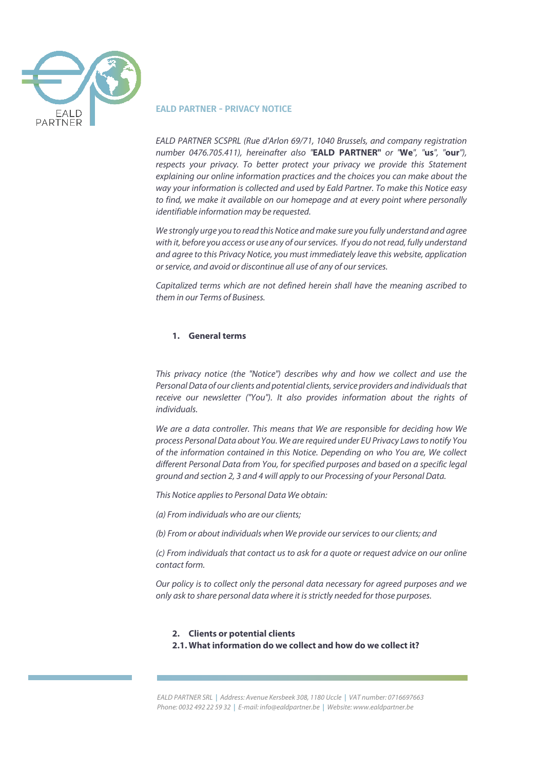# EALD PARTNER - PRIVACY NOTICE

*EALD PARTNER SCSPRL (Rue d'Arlon 69/71, 1040 Brussels, and company registration number 0476.705.411), hereinafter also "***EALD PARTNER"** *or "***We***", "***us***", "***our***"), respects your privacy. To better protect your privacy we provide this Statement explaining our online information practices and the choices you can make about the way your information is collected and used by Eald Partner. To make this Notice easy to find, we make it available on our homepage and at every point where personally identifiable information may be requested.*

*We strongly urge you to read this Notice and make sure you fully understand and agree with it, before you access or use any of our services. If you do not read, fully understand and agree to this Privacy Notice, you must immediately leave this website, application or service, and avoid or discontinue all use of any of our services.*

*Capitalized terms which are not defined herein shall have the meaning ascribed to them in our Terms of Business.*

## 1. General terms

*This privacy notice (the "Notice") describes why and how we collect and use the Personal Data of our clients and potential clients, service providers and individuals that receive our newsletter ("You"). It also provides information about the rights of individuals.*

*We are a data controller. This means that We are responsible for deciding how We process Personal Data about You. We are required under EU Privacy Laws to notify You of the information contained in this Notice. Depending on who You are, We collect different Personal Data from You, for specified purposes and based on a specific legal ground and section 2, 3 and 4 will apply to our Processing of your Personal Data.*

*This Notice applies to Personal Data We obtain:*

*(a) From individuals who are our clients;*

*(b) From or about individuals when We provide our services to our clients; and*

*(c) From individuals that contact us to ask for a quote or request advice on our online contact form.*

*Our policy is to collect only the personal data necessary for agreed purposes and we only ask to share personal data where it is strictly needed for those purposes.*

## 2. Clients or potential clients

### 2.1. What information do we collect and how do we collect it?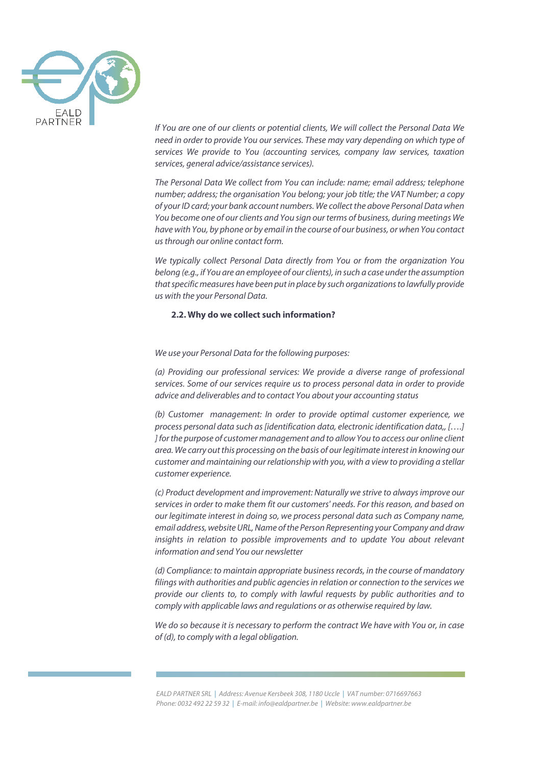*If You are one of our clients or potential clients, We will collect the Personal Data We need in order to provide You our services. These may vary depending on which type of services We provide to You (accounting services, company law services, taxation services, general advice/assistance services).*

*The Personal Data We collect from You can include: name; email address; telephone number; address; the organisation You belong; your job title; the VAT Number; a copy of your ID card; your bank account numbers. We collect the above Personal Data when You become one of our clients and You sign our terms of business, during meetings We have with You, by phone or by email in the course of our business, or when You contact us through our online contact form.*

*We typically collect Personal Data directly from You or from the organization You belong (e.g., if You are an employee of our clients), in such a case under the assumption that specific measures have been put in place by such organizations to lawfully provide us with the your Personal Data.*

### 2.2. Why do we collect such information?

*We use your Personal Data for the following purposes:*

*(a) Providing our professional services: We provide a diverse range of professional services. Some of our services require us to process personal data in order to provide advice and deliverables and to contact You about your accounting status*

*(b) Customer management: In order to provide optimal customer experience, we process personal data such as [identification data, electronic identification data,, [….] ] for the purpose of customer management and to allow You to access our online client area. We carry out this processing on the basis of our legitimate interest in knowing our customer and maintaining our relationship with you, with a view to providing a stellar customer experience.*

*(c) Product development and improvement: Naturally we strive to always improve our services in order to make them fit our customers' needs. For this reason, and based on our legitimate interest in doing so, we process personal data such as Company name, email address, website URL, Name of the Person Representing your Company and draw insights in relation to possible improvements and to update You about relevant information and send You our newsletter*

*(d) Compliance: to maintain appropriate business records, in the course of mandatory filings with authorities and public agencies in relation or connection to the services we provide our clients to, to comply with lawful requests by public authorities and to comply with applicable laws and regulations or as otherwise required by law.*

*We do so because it is necessary to perform the contract We have with You or, in case of (d), to comply with a legal obligation.*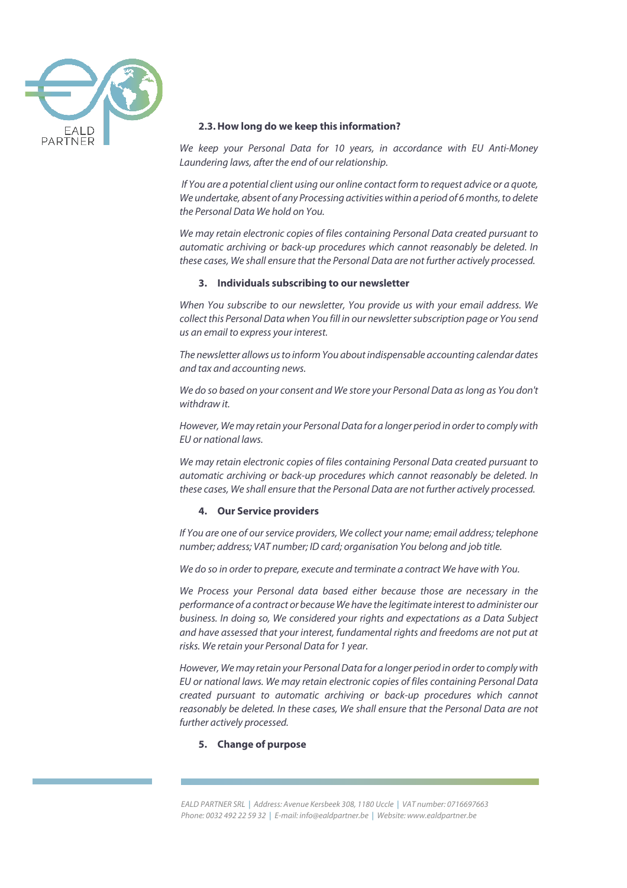### 2.3. How long do we keep this information?

*We keep your Personal Data for 10 years, in accordance with EU Anti-Money Laundering laws, after the end of our relationship.*

*If You are a potential client using our online contact form to request advice or a quote, We undertake, absent of any Processing activities within a period of 6 months, to delete the Personal Data We hold on You.*

*We may retain electronic copies of files containing Personal Data created pursuant to automatic archiving or back-up procedures which cannot reasonably be deleted. In these cases, We shall ensure that the Personal Data are not further actively processed.*

## 3. Individuals subscribing to our newsletter

*When You subscribe to our newsletter, You provide us with your email address. We collect this Personal Data when You fill in our newsletter subscription page or You send us an email to express your interest.*

*The newsletter allows us to inform You about indispensable accounting calendar dates and tax and accounting news.*

*We do so based on your consent and We store your Personal Data as long as You don't withdraw it.*

*However, We may retain your Personal Data for a longer period in order to comply with EU or national laws.*

*We may retain electronic copies of files containing Personal Data created pursuant to automatic archiving or back-up procedures which cannot reasonably be deleted. In these cases, We shall ensure that the Personal Data are not further actively processed.*

## 4. Our Service providers

*If You are one of our service providers, We collect your name; email address; telephone number; address; VAT number; ID card; organisation You belong and job title.*

*We do so in order to prepare, execute and terminate a contract We have with You.*

*We Process your Personal data based either because those are necessary in the performance of a contract or because We have the legitimate interest to administer our business. In doing so, We considered your rights and expectations as a Data Subject and have assessed that your interest, fundamental rights and freedoms are not put at risks. We retain your Personal Data for 1 year.*

*However, We may retain your Personal Data for a longer period in order to comply with EU or national laws. We may retain electronic copies of files containing Personal Data created pursuant to automatic archiving or back-up procedures which cannot reasonably be deleted. In these cases, We shall ensure that the Personal Data are not further actively processed.*

## 5. Change of purpose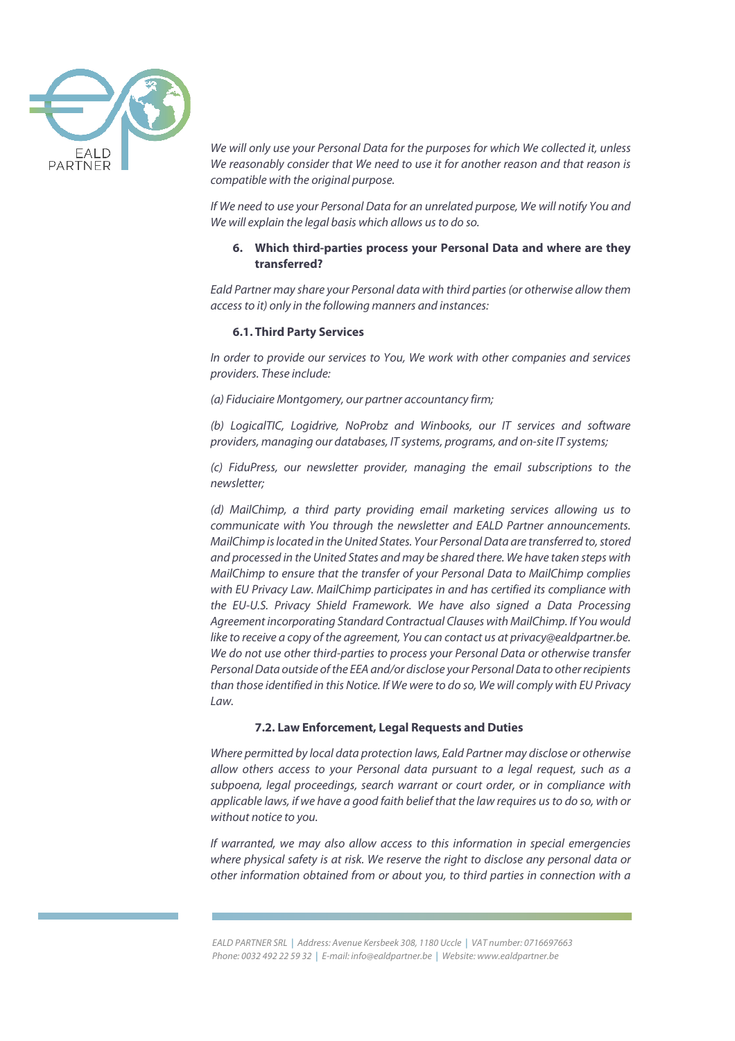*We will only use your Personal Data for the purposes for which We collected it, unless We reasonably consider that We need to use it for another reason and that reason is compatible with the original purpose.*

*If We need to use your Personal Data for an unrelated purpose, We will notify You and We will explain the legal basis which allows us to do so.*

## 6. Which third-parties process your Personal Data and where are they transferred?

*Eald Partner may share your Personal data with third parties (or otherwise allow them access to it) only in the following manners and instances:*

### 6.1. Third Party Services

*In order to provide our services to You, We work with other companies and services providers. These include:*

*(a) Fiduciaire Montgomery, our partner accountancy firm;*

*(b) LogicalTIC, Logidrive, NoProbz and Winbooks, our IT services and software providers, managing our databases, IT systems, programs, and on-site IT systems;*

*(c) FiduPress, our newsletter provider, managing the email subscriptions to the newsletter;*

*(d) MailChimp, a third party providing email marketing services allowing us to communicate with You through the newsletter and EALD Partner announcements. MailChimp is located in the United States. Your Personal Data are transferred to, stored and processed in the United States and may be shared there. We have taken steps with MailChimp to ensure that the transfer of your Personal Data to MailChimp complies with EU Privacy Law. MailChimp participates in and has certified its compliance with the EU-U.S. Privacy Shield Framework. We have also signed a Data Processing Agreement incorporating Standard Contractual Clauses with MailChimp. If You would like to receive a copy of the agreement, You can contact us at privacy@ealdpartner.be. We do not use other third-parties to process your Personal Data or otherwise transfer Personal Data outside of the EEA and/or disclose your Personal Data to other recipients than those identified in this Notice. If We were to do so, We will comply with EU Privacy Law.*

### 7.2. Law Enforcement, Legal Requests and Duties

*Where permitted by local data protection laws, Eald Partner may disclose or otherwise allow others access to your Personal data pursuant to a legal request, such as a subpoena, legal proceedings, search warrant or court order, or in compliance with applicable laws, if we have a good faith belief that the law requires us to do so, with or without notice to you.*

*If warranted, we may also allow access to this information in special emergencies where physical safety is at risk. We reserve the right to disclose any personal data or other information obtained from or about you, to third parties in connection with a*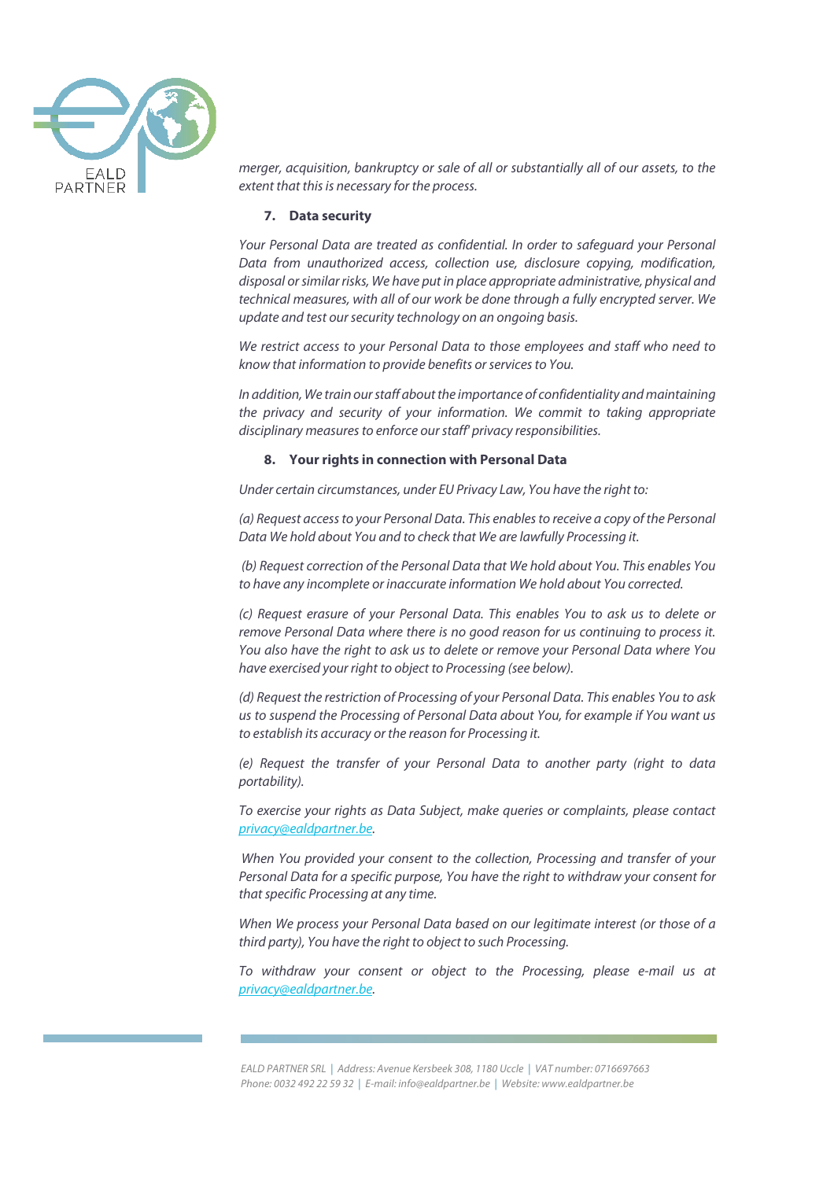*merger, acquisition, bankruptcy or sale of all or substantially all of our assets, to the extent that this is necessary for the process.*

### 7. Data security

*Your Personal Data are treated as confidential. In order to safeguard your Personal Data from unauthorized access, collection use, disclosure copying, modification, disposal or similar risks, We have put in place appropriate administrative, physical and technical measures, with all of our work be done through a fully encrypted server. We update and test our security technology on an ongoing basis.*

*We restrict access to your Personal Data to those employees and staff who need to know that information to provide benefits or services to You.*

*In addition, We train our staff about the importance of confidentiality and maintaining the privacy and security of your information. We commit to taking appropriate disciplinary measures to enforce our staff' privacy responsibilities.*

### 8. Your rights in connection with Personal Data

*Under certain circumstances, under EU Privacy Law, You have the right to:*

*(a) Request access to your Personal Data. This enables to receive a copy of the Personal Data We hold about You and to check that We are lawfully Processing it.*

*(b) Request correction of the Personal Data that We hold about You. This enables You to have any incomplete or inaccurate information We hold about You corrected.*

*(c) Request erasure of your Personal Data. This enables You to ask us to delete or remove Personal Data where there is no good reason for us continuing to process it. You also have the right to ask us to delete or remove your Personal Data where You have exercised your right to object to Processing (see below).*

*(d) Request the restriction of Processing of your Personal Data. This enables You to ask us to suspend the Processing of Personal Data about You, for example if You want us to establish its accuracy or the reason for Processing it.*

*(e) Request the transfer of your Personal Data to another party (right to data portability).*

*To exercise your rights as Data Subject, make queries or complaints, please contact [privacy@ealdpartner.be](mailto:privacy@ealdpartner.be).*

*When You provided your consent to the collection, Processing and transfer of your Personal Data for a specific purpose, You have the right to withdraw your consent for that specific Processing at any time.*

*When We process your Personal Data based on our legitimate interest (or those of a third party), You have the right to object to such Processing.*

*To withdraw your consent or object to the Processing, please e-mail us at [privacy@ealdpartner.be](mailto:privacy@ealdpartner.be).*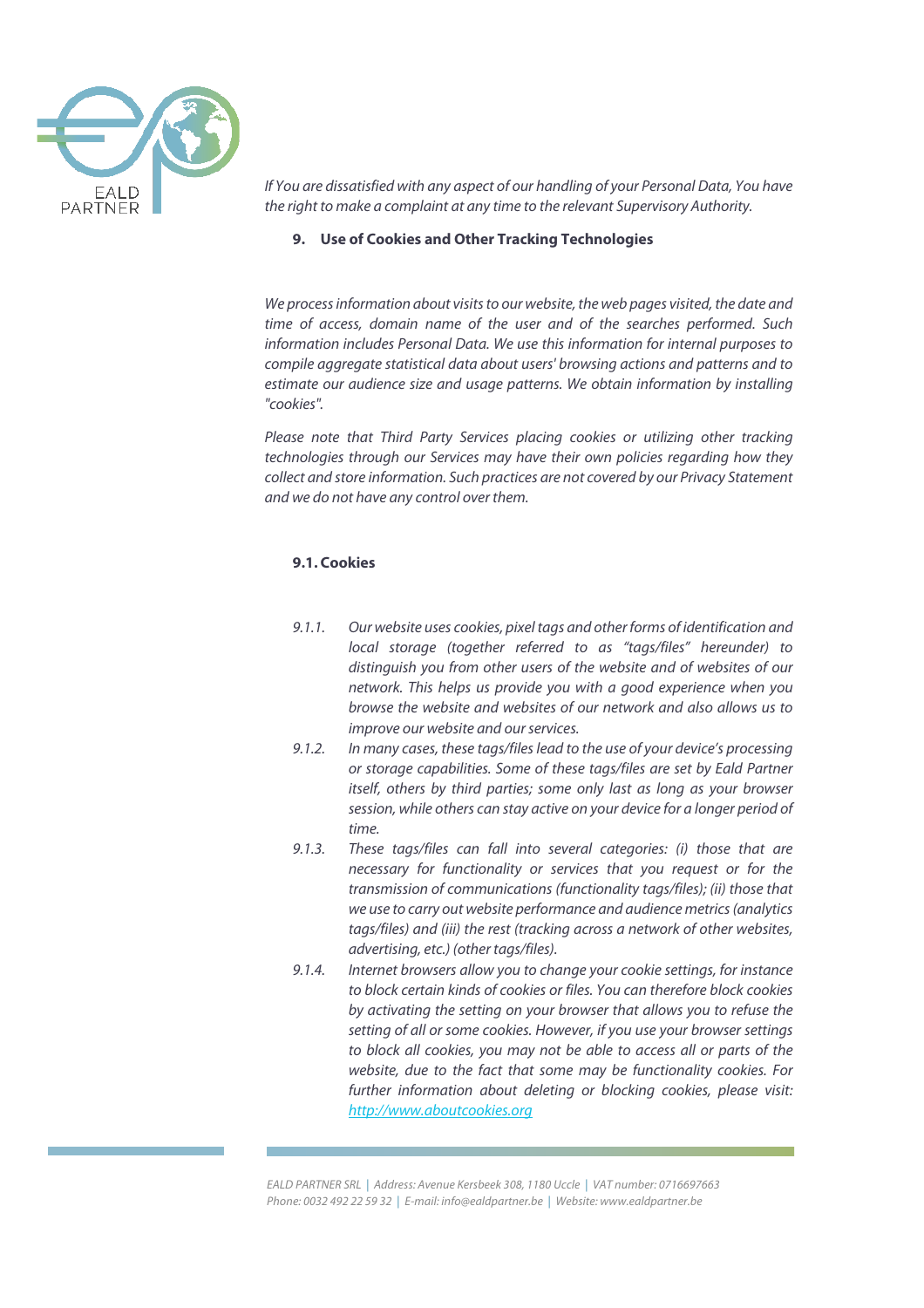*If You are dissatisfied with any aspect of our handling of your Personal Data, You have the right to make a complaint at any time to the relevant Supervisory Authority.*

## 9. Use of Cookies and Other Tracking Technologies

*We process information about visits to our website, the web pages visited, the date and time of access, domain name of the user and of the searches performed. Such information includes Personal Data. We use this information for internal purposes to compile aggregate statistical data about users' browsing actions and patterns and to estimate our audience size and usage patterns. We obtain information by installing "cookies".*

*Please note that Third Party Services placing cookies or utilizing other tracking technologies through our Services may have their own policies regarding how they collect and store information. Such practices are not covered by our Privacy Statement and we do not have any control over them.*

### 9.1. Cookies

*9.1.1. Our website uses cookies, pixel tags and other forms of identification and local storage (together referred to as "tags/files" hereunder) to distinguish you from other users of the website and of websites of our network. This helps us provide you with a good experience when you browse the website and websites of our network and also allows us to improve our website and our services.*

*9.1.2. In many cases, these tags/files lead to the use of your device's processing or storage capabilities. Some of these tags/files are set by Eald Partner itself, others by third parties; some only last as long as your browser session, while others can stay active on your device for a longer period of time.*

*9.1.3. These tags/files can fall into several categories: (i) those that are necessary for functionality or services that you request or for the transmission of communications (functionality tags/files); (ii) those that we use to carry out website performance and audience metrics (analytics tags/files) and (iii) the rest (tracking across a network of other websites, advertising, etc.) (other tags/files).*

*9.1.4. Internet browsers allow you to change your cookie settings, for instance to block certain kinds of cookies or files. You can therefore block cookies by activating the setting on your browser that allows you to refuse the setting of all or some cookies. However, if you use your browser settings to block all cookies, you may not be able to access all or parts of the website, due to the fact that some may be functionality cookies. For further information about deleting or blocking cookies, please visit: [http://www.aboutcookies.org](http://www.aboutcookies.org)*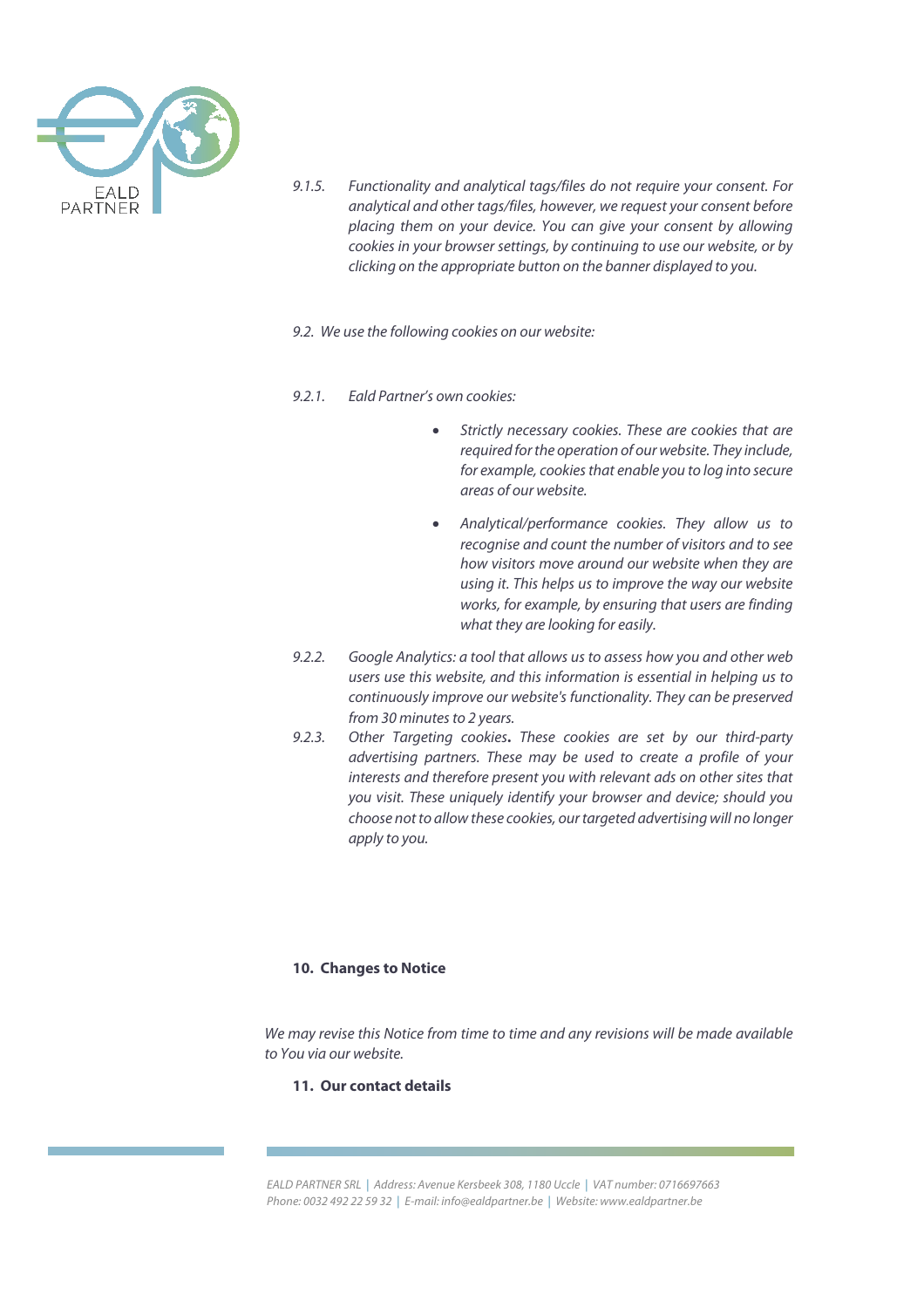*9.1.5. Functionality and analytical tags/files do not require your consent. For analytical and other tags/files, however, we request your consent before placing them on your device. You can give your consent by allowing cookies in your browser settings, by continuing to use our website, or by clicking on the appropriate button on the banner displayed to you.*

*9.2. We use the following cookies on our website:*

*9.2.1. Eald Partner's own cookies:*

- *Strictly necessary cookies. These are cookies that are required for the operation of our website. They include, for example, cookies that enable you to log into secure areas of our website.*
- *Analytical/performance cookies. They allow us to recognise and count the number of visitors and to see how visitors move around our website when they are using it. This helps us to improve the way our website works, for example, by ensuring that users are finding what they are looking for easily.*

*9.2.2. Google Analytics: a tool that allows us to assess how you and other web users use this website, and this information is essential in helping us to continuously improve our website's functionality. They can be preserved from 30 minutes to 2 years.*

*9.2.3. Other Targeting cookies**.** These cookies are set by our third-party advertising partners. These may be used to create a profile of your interests and therefore present you with relevant ads on other sites that you visit. These uniquely identify your browser and device; should you choose not to allow these cookies, our targeted advertising will no longer apply to you.*

## 10. Changes to Notice

*We may revise this Notice from time to time and any revisions will be made available to You via our website.*

## 11. Our contact details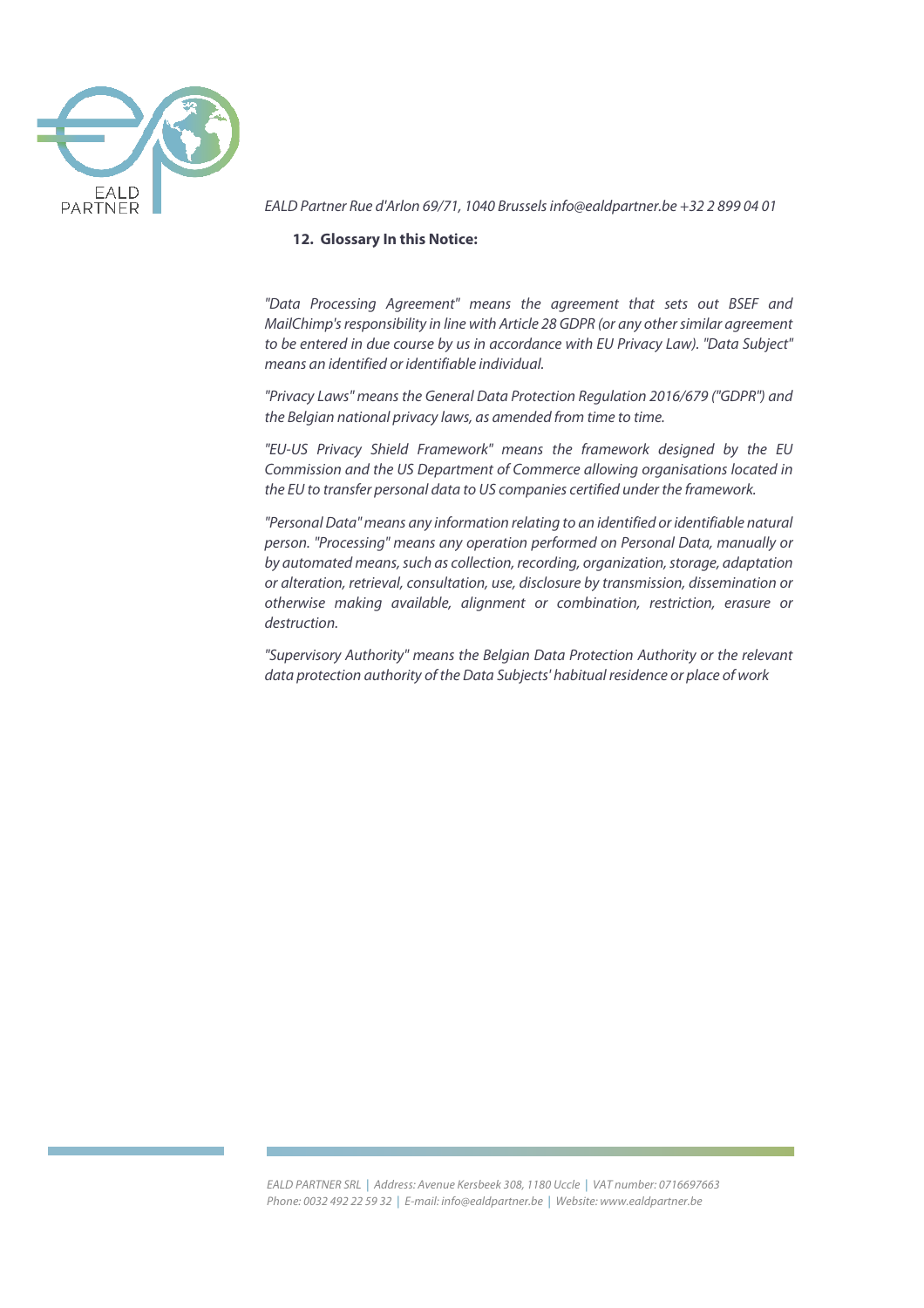## 12. Glossary In this Notice:

*"Data Processing Agreement" means the agreement that sets out BSEF and MailChimp's responsibility in line with Article 28 GDPR (or any other similar agreement to be entered in due course by us in accordance with EU Privacy Law). "Data Subject" means an identified or identifiable individual.*

*"Privacy Laws" means the General Data Protection Regulation 2016/679 ("GDPR") and the Belgian national privacy laws, as amended from time to time.*

*"EU-US Privacy Shield Framework" means the framework designed by the EU Commission and the US Department of Commerce allowing organisations located in the EU to transfer personal data to US companies certified under the framework.*

*"Personal Data" means any information relating to an identified or identifiable natural person. "Processing" means any operation performed on Personal Data, manually or by automated means, such as collection, recording, organization, storage, adaptation or alteration, retrieval, consultation, use, disclosure by transmission, dissemination or otherwise making available, alignment or combination, restriction, erasure or destruction.*

*"Supervisory Authority" means the Belgian Data Protection Authority or the relevant data protection authority of the Data Subjects' habitual residence or place of work*